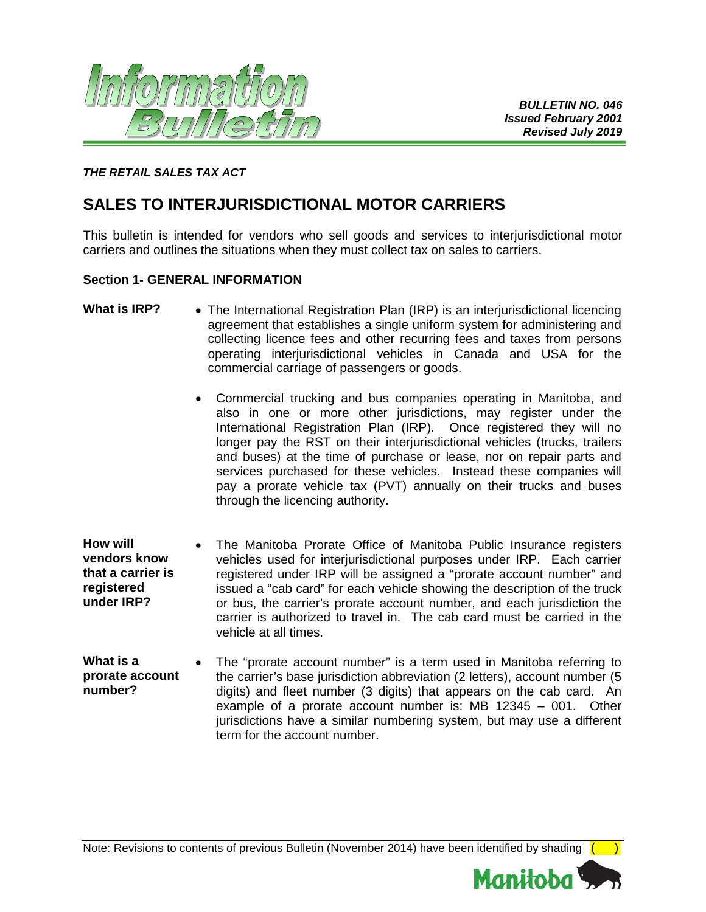***BULLETIN NO. 046***
***Issued February 2001***
***Revised July 2019***

***THE RETAIL SALES TAX ACT***

# SALES TO INTERJURISDICTIONAL MOTOR CARRIERS

This bulletin is intended for vendors who sell goods and services to interjurisdictional motor carriers and outlines the situations when they must collect tax on sales to carriers.

## Section 1- GENERAL INFORMATION

**What is IRP?**

- The International Registration Plan (IRP) is an interjurisdictional licencing agreement that establishes a single uniform system for administering and collecting licence fees and other recurring fees and taxes from persons operating interjurisdictional vehicles in Canada and USA for the commercial carriage of passengers or goods.
- Commercial trucking and bus companies operating in Manitoba, and also in one or more other jurisdictions, may register under the International Registration Plan (IRP). Once registered they will no longer pay the RST on their interjurisdictional vehicles (trucks, trailers and buses) at the time of purchase or lease, nor on repair parts and services purchased for these vehicles. Instead these companies will pay a prorate vehicle tax (PVT) annually on their trucks and buses through the licencing authority.

**How will vendors know that a carrier is registered under IRP?**

- The Manitoba Prorate Office of Manitoba Public Insurance registers vehicles used for interjurisdictional purposes under IRP. Each carrier registered under IRP will be assigned a "prorate account number" and issued a "cab card" for each vehicle showing the description of the truck or bus, the carrier's prorate account number, and each jurisdiction the carrier is authorized to travel in. The cab card must be carried in the vehicle at all times.

**What is a prorate account number?**

- The "prorate account number" is a term used in Manitoba referring to the carrier's base jurisdiction abbreviation (2 letters), account number (5 digits) and fleet number (3 digits) that appears on the cab card. An example of a prorate account number is: MB 12345 – 001. Other jurisdictions have a similar numbering system, but may use a different term for the account number.

Note: Revisions to contents of previous Bulletin (November 2014) have been identified by shading ( )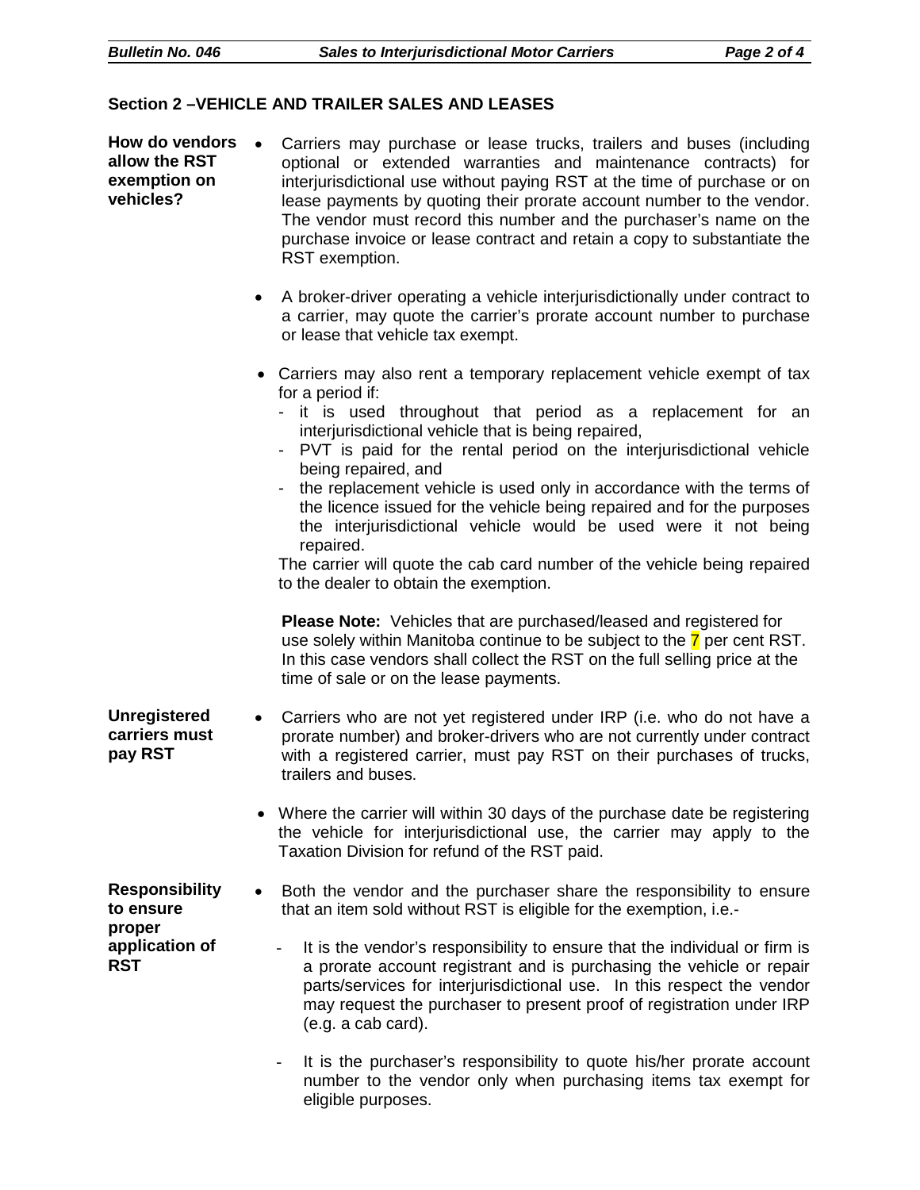## Section 2 –VEHICLE AND TRAILER SALES AND LEASES

**How do vendors allow the RST exemption on vehicles?**

- Carriers may purchase or lease trucks, trailers and buses (including optional or extended warranties and maintenance contracts) for interjurisdictional use without paying RST at the time of purchase or on lease payments by quoting their prorate account number to the vendor. The vendor must record this number and the purchaser's name on the purchase invoice or lease contract and retain a copy to substantiate the RST exemption.

- A broker-driver operating a vehicle interjurisdictionally under contract to a carrier, may quote the carrier's prorate account number to purchase or lease that vehicle tax exempt.

- Carriers may also rent a temporary replacement vehicle exempt of tax for a period if:
  - it is used throughout that period as a replacement for an interjurisdictional vehicle that is being repaired,
  - PVT is paid for the rental period on the interjurisdictional vehicle being repaired, and
  - the replacement vehicle is used only in accordance with the terms of the licence issued for the vehicle being repaired and for the purposes the interjurisdictional vehicle would be used were it not being repaired.

  The carrier will quote the cab card number of the vehicle being repaired to the dealer to obtain the exemption.

  **Please Note:** Vehicles that are purchased/leased and registered for use solely within Manitoba continue to be subject to the 7 per cent RST. In this case vendors shall collect the RST on the full selling price at the time of sale or on the lease payments.

**Unregistered carriers must pay RST**

- Carriers who are not yet registered under IRP (i.e. who do not have a prorate number) and broker-drivers who are not currently under contract with a registered carrier, must pay RST on their purchases of trucks, trailers and buses.

- Where the carrier will within 30 days of the purchase date be registering the vehicle for interjurisdictional use, the carrier may apply to the Taxation Division for refund of the RST paid.

**Responsibility to ensure proper application of RST**

- Both the vendor and the purchaser share the responsibility to ensure that an item sold without RST is eligible for the exemption, i.e.-
  - It is the vendor's responsibility to ensure that the individual or firm is a prorate account registrant and is purchasing the vehicle or repair parts/services for interjurisdictional use. In this respect the vendor may request the purchaser to present proof of registration under IRP (e.g. a cab card).
  - It is the purchaser's responsibility to quote his/her prorate account number to the vendor only when purchasing items tax exempt for eligible purposes.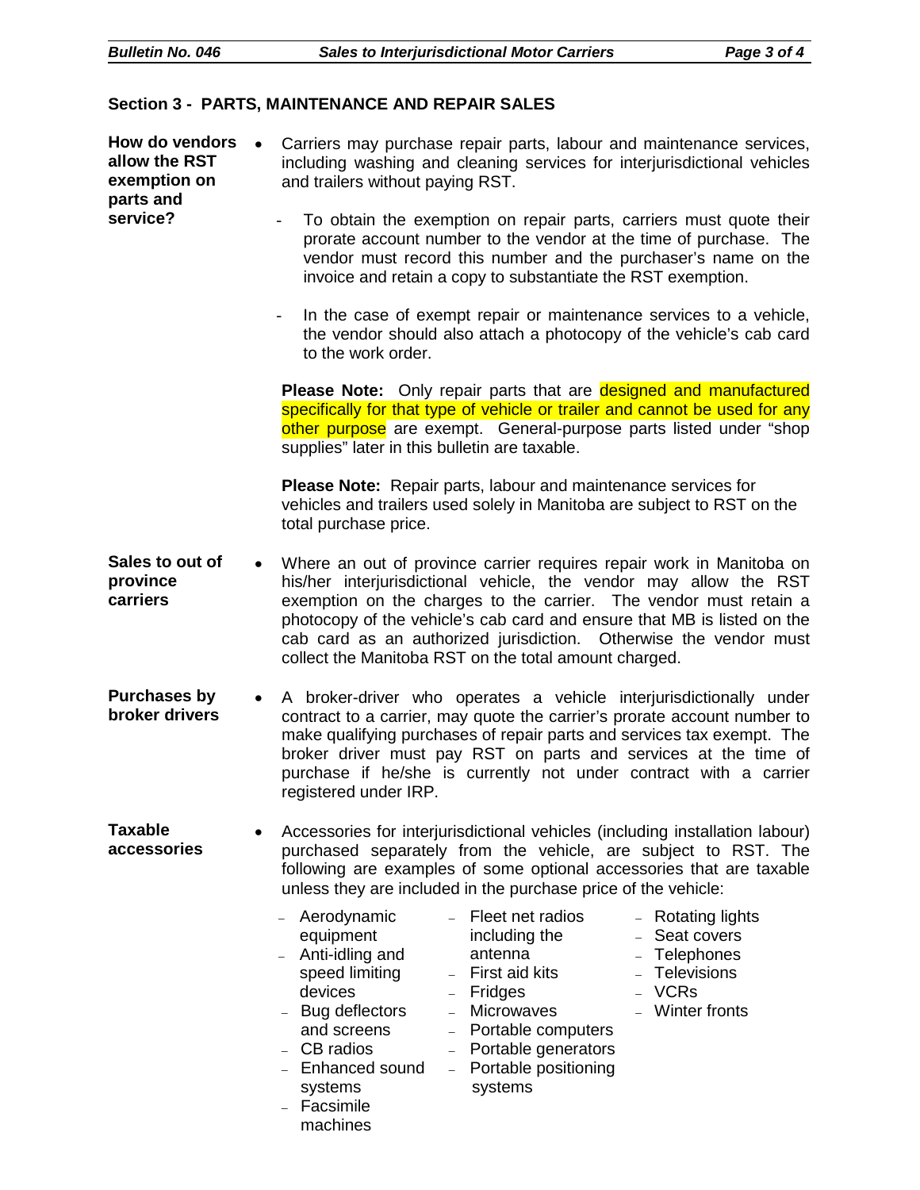## Section 3 - PARTS, MAINTENANCE AND REPAIR SALES

**How do vendors allow the RST exemption on parts and service?**

- Carriers may purchase repair parts, labour and maintenance services, including washing and cleaning services for interjurisdictional vehicles and trailers without paying RST.
  - To obtain the exemption on repair parts, carriers must quote their prorate account number to the vendor at the time of purchase. The vendor must record this number and the purchaser's name on the invoice and retain a copy to substantiate the RST exemption.
  - In the case of exempt repair or maintenance services to a vehicle, the vendor should also attach a photocopy of the vehicle's cab card to the work order.

  **Please Note:** Only repair parts that are designed and manufactured specifically for that type of vehicle or trailer and cannot be used for any other purpose are exempt. General-purpose parts listed under "shop supplies" later in this bulletin are taxable.

  **Please Note:** Repair parts, labour and maintenance services for vehicles and trailers used solely in Manitoba are subject to RST on the total purchase price.

**Sales to out of province carriers**

- Where an out of province carrier requires repair work in Manitoba on his/her interjurisdictional vehicle, the vendor may allow the RST exemption on the charges to the carrier. The vendor must retain a photocopy of the vehicle's cab card and ensure that MB is listed on the cab card as an authorized jurisdiction. Otherwise the vendor must collect the Manitoba RST on the total amount charged.

**Purchases by broker drivers**

- A broker-driver who operates a vehicle interjurisdictionally under contract to a carrier, may quote the carrier's prorate account number to make qualifying purchases of repair parts and services tax exempt. The broker driver must pay RST on parts and services at the time of purchase if he/she is currently not under contract with a carrier registered under IRP.

**Taxable accessories**

- Accessories for interjurisdictional vehicles (including installation labour) purchased separately from the vehicle, are subject to RST. The following are examples of some optional accessories that are taxable unless they are included in the purchase price of the vehicle:
  - Aerodynamic equipment
  - Anti-idling and speed limiting devices
  - Bug deflectors and screens
  - CB radios
  - Enhanced sound systems
  - Facsimile machines
  - Fleet net radios including the antenna
  - First aid kits
  - Fridges
  - Microwaves
  - Portable computers
  - Portable generators
  - Portable positioning systems
  - Rotating lights
  - Seat covers
  - Telephones
  - Televisions
  - VCRs
  - Winter fronts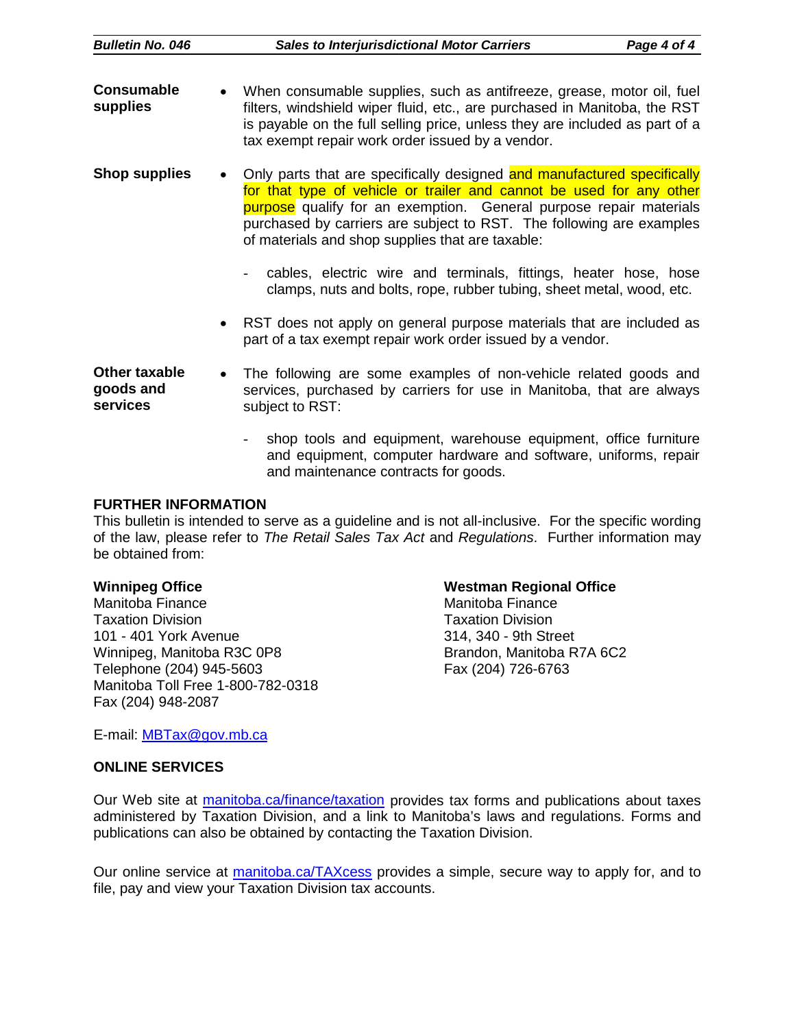**Consumable supplies**

- When consumable supplies, such as antifreeze, grease, motor oil, fuel filters, windshield wiper fluid, etc., are purchased in Manitoba, the RST is payable on the full selling price, unless they are included as part of a tax exempt repair work order issued by a vendor.

**Shop supplies**

- Only parts that are specifically designed and manufactured specifically for that type of vehicle or trailer and cannot be used for any other purpose qualify for an exemption. General purpose repair materials purchased by carriers are subject to RST. The following are examples of materials and shop supplies that are taxable:
  - cables, electric wire and terminals, fittings, heater hose, hose clamps, nuts and bolts, rope, rubber tubing, sheet metal, wood, etc.
- RST does not apply on general purpose materials that are included as part of a tax exempt repair work order issued by a vendor.

**Other taxable goods and services**

- The following are some examples of non-vehicle related goods and services, purchased by carriers for use in Manitoba, that are always subject to RST:
  - shop tools and equipment, warehouse equipment, office furniture and equipment, computer hardware and software, uniforms, repair and maintenance contracts for goods.

## FURTHER INFORMATION

This bulletin is intended to serve as a guideline and is not all-inclusive. For the specific wording of the law, please refer to *The Retail Sales Tax Act* and *Regulations*. Further information may be obtained from:

**Winnipeg Office**
Manitoba Finance
Taxation Division
101 - 401 York Avenue
Winnipeg, Manitoba R3C 0P8
Telephone (204) 945-5603
Manitoba Toll Free 1-800-782-0318
Fax (204) 948-2087

**Westman Regional Office**
Manitoba Finance
Taxation Division
314, 340 - 9th Street
Brandon, Manitoba R7A 6C2
Fax (204) 726-6763

E-mail: MBTax@gov.mb.ca

## ONLINE SERVICES

Our Web site at manitoba.ca/finance/taxation provides tax forms and publications about taxes administered by Taxation Division, and a link to Manitoba's laws and regulations. Forms and publications can also be obtained by contacting the Taxation Division.

Our online service at manitoba.ca/TAXcess provides a simple, secure way to apply for, and to file, pay and view your Taxation Division tax accounts.